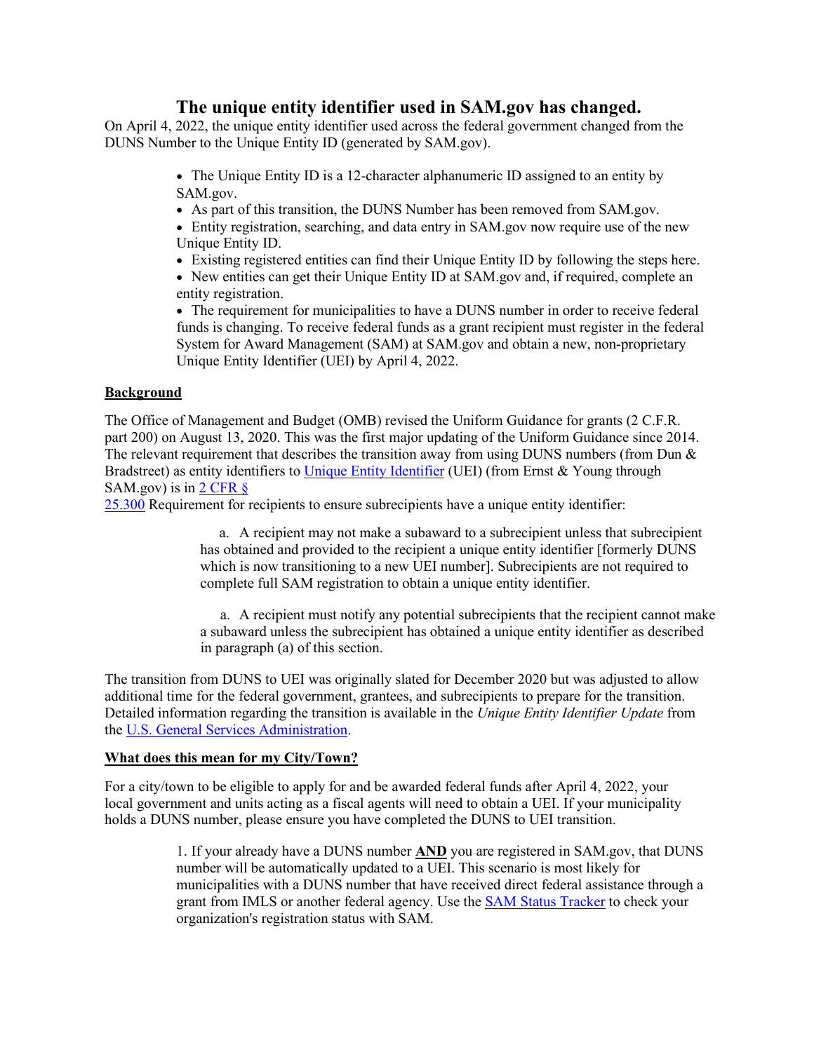# The unique entity identifier used in SAM.gov has changed.

On April 4, 2022, the unique entity identifier used across the federal government changed from the DUNS Number to the Unique Entity ID (generated by SAM.gov).

- The Unique Entity ID is a 12-character alphanumeric ID assigned to an entity by SAM.gov.
- As part of this transition, the DUNS Number has been removed from SAM.gov.
- Entity registration, searching, and data entry in SAM.gov now require use of the new Unique Entity ID.
- Existing registered entities can find their Unique Entity ID by following the steps here.
- New entities can get their Unique Entity ID at SAM.gov and, if required, complete an entity registration.
- The requirement for municipalities to have a DUNS number in order to receive federal funds is changing. To receive federal funds as a grant recipient must register in the federal System for Award Management (SAM) at SAM.gov and obtain a new, non-proprietary Unique Entity Identifier (UEI) by April 4, 2022.

**Background**

The Office of Management and Budget (OMB) revised the Uniform Guidance for grants (2 C.F.R. part 200) on August 13, 2020. This was the first major updating of the Uniform Guidance since 2014. The relevant requirement that describes the transition away from using DUNS numbers (from Dun & Bradstreet) as entity identifiers to Unique Entity Identifier (UEI) (from Ernst & Young through SAM.gov) is in 2 CFR § 25.300 Requirement for recipients to ensure subrecipients have a unique entity identifier:

> a. A recipient may not make a subaward to a subrecipient unless that subrecipient has obtained and provided to the recipient a unique entity identifier [formerly DUNS which is now transitioning to a new UEI number]. Subrecipients are not required to complete full SAM registration to obtain a unique entity identifier.
>
> a. A recipient must notify any potential subrecipients that the recipient cannot make a subaward unless the subrecipient has obtained a unique entity identifier as described in paragraph (a) of this section.

The transition from DUNS to UEI was originally slated for December 2020 but was adjusted to allow additional time for the federal government, grantees, and subrecipients to prepare for the transition. Detailed information regarding the transition is available in the *Unique Entity Identifier Update* from the U.S. General Services Administration.

**What does this mean for my City/Town?**

For a city/town to be eligible to apply for and be awarded federal funds after April 4, 2022, your local government and units acting as a fiscal agents will need to obtain a UEI. If your municipality holds a DUNS number, please ensure you have completed the DUNS to UEI transition.

1. If your already have a DUNS number **AND** you are registered in SAM.gov, that DUNS number will be automatically updated to a UEI. This scenario is most likely for municipalities with a DUNS number that have received direct federal assistance through a grant from IMLS or another federal agency. Use the SAM Status Tracker to check your organization's registration status with SAM.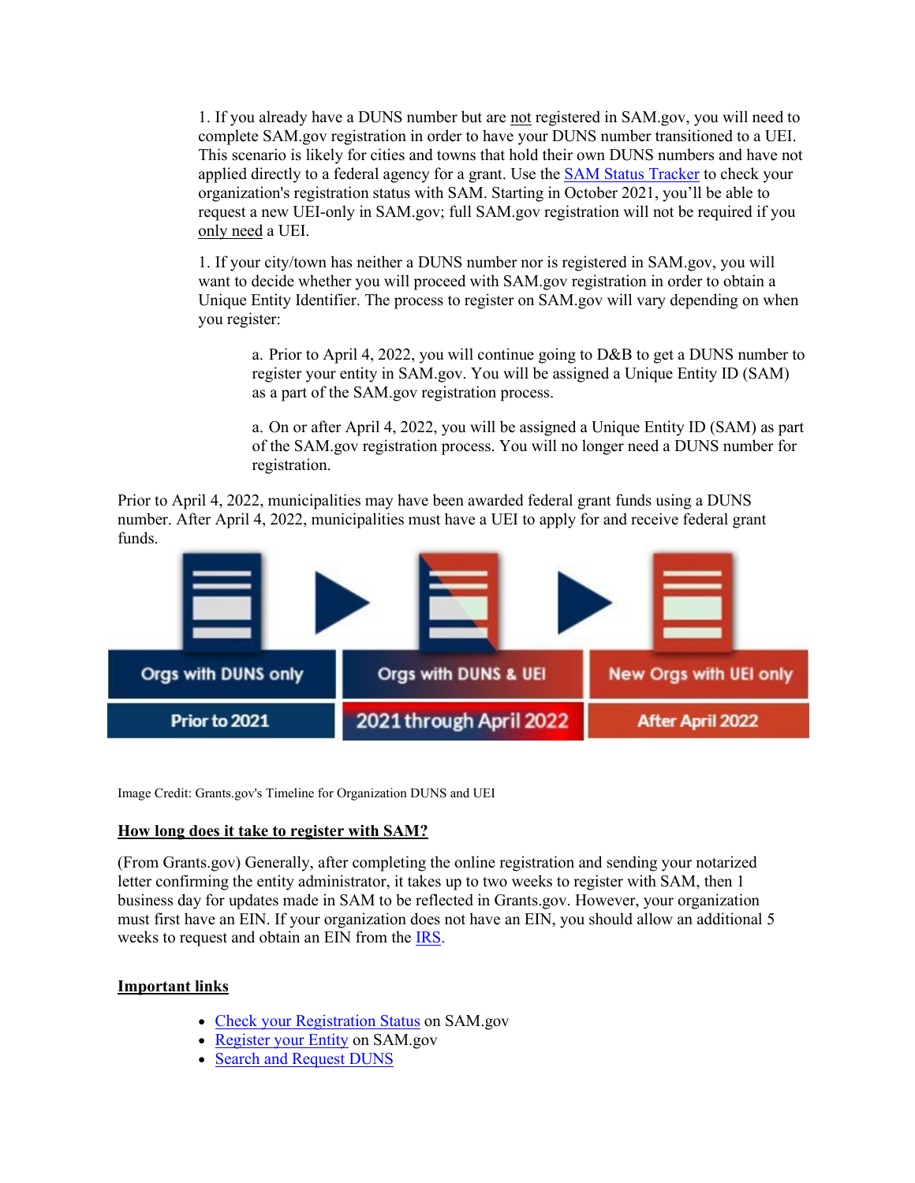1. If you already have a DUNS number but are not registered in SAM.gov, you will need to complete SAM.gov registration in order to have your DUNS number transitioned to a UEI. This scenario is likely for cities and towns that hold their own DUNS numbers and have not applied directly to a federal agency for a grant. Use the SAM Status Tracker to check your organization's registration status with SAM. Starting in October 2021, you'll be able to request a new UEI-only in SAM.gov; full SAM.gov registration will not be required if you only need a UEI.

1. If your city/town has neither a DUNS number nor is registered in SAM.gov, you will want to decide whether you will proceed with SAM.gov registration in order to obtain a Unique Entity Identifier. The process to register on SAM.gov will vary depending on when you register:

    a. Prior to April 4, 2022, you will continue going to D&B to get a DUNS number to register your entity in SAM.gov. You will be assigned a Unique Entity ID (SAM) as a part of the SAM.gov registration process.

    a. On or after April 4, 2022, you will be assigned a Unique Entity ID (SAM) as part of the SAM.gov registration process. You will no longer need a DUNS number for registration.

Prior to April 4, 2022, municipalities may have been awarded federal grant funds using a DUNS number. After April 4, 2022, municipalities must have a UEI to apply for and receive federal grant funds.

Orgs with DUNS only
Prior to 2021
Orgs with DUNS & UEI
2021 through April 2022
New Orgs with UEI only
After April 2022

Image Credit: Grants.gov's Timeline for Organization DUNS and UEI

**How long does it take to register with SAM?**

(From Grants.gov) Generally, after completing the online registration and sending your notarized letter confirming the entity administrator, it takes up to two weeks to register with SAM, then 1 business day for updates made in SAM to be reflected in Grants.gov. However, your organization must first have an EIN. If your organization does not have an EIN, you should allow an additional 5 weeks to request and obtain an EIN from the IRS.

**Important links**

- Check your Registration Status on SAM.gov
- Register your Entity on SAM.gov
- Search and Request DUNS